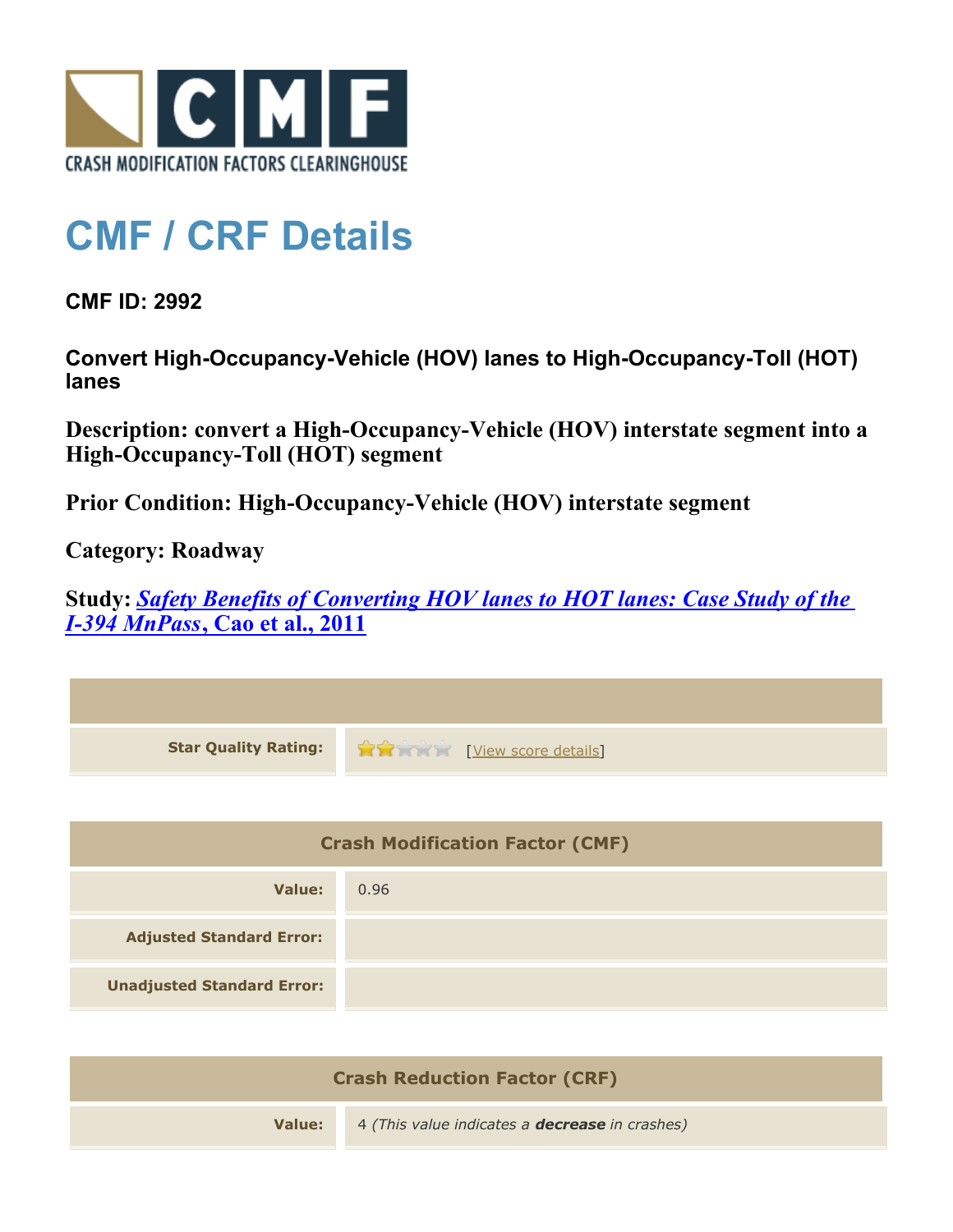CRASH MODIFICATION FACTORS CLEARINGHOUSE

# CMF / CRF Details

### CMF ID: 2992

### Convert High-Occupancy-Vehicle (HOV) lanes to High-Occupancy-Toll (HOT) lanes

**Description: convert a High-Occupancy-Vehicle (HOV) interstate segment into a High-Occupancy-Toll (HOT) segment**

**Prior Condition: High-Occupancy-Vehicle (HOV) interstate segment**

**Category: Roadway**

**Study: *Safety Benefits of Converting HOV lanes to HOT lanes: Case Study of the I-394 MnPass*, Cao et al., 2011**

| | |
|---|---|
| **Star Quality Rating:** | 2 of 5 stars [View score details] |

| Crash Modification Factor (CMF) | |
|---|---|
| **Value:** | 0.96 |
| **Adjusted Standard Error:** | |
| **Unadjusted Standard Error:** | |

| Crash Reduction Factor (CRF) | |
|---|---|
| **Value:** | 4 *(This value indicates a* ***decrease*** *in crashes)* |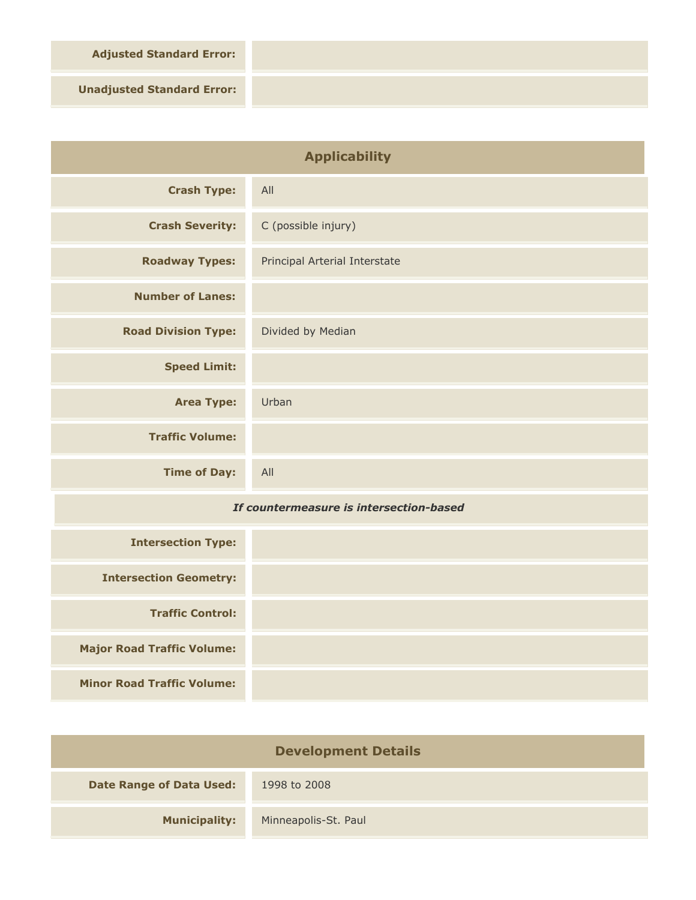| | |
|---|---|
| **Adjusted Standard Error:** | |
| **Unadjusted Standard Error:** | |

## Applicability

| | |
|---|---|
| **Crash Type:** | All |
| **Crash Severity:** | C (possible injury) |
| **Roadway Types:** | Principal Arterial Interstate |
| **Number of Lanes:** | |
| **Road Division Type:** | Divided by Median |
| **Speed Limit:** | |
| **Area Type:** | Urban |
| **Traffic Volume:** | |
| **Time of Day:** | All |

***If countermeasure is intersection-based***

| | |
|---|---|
| **Intersection Type:** | |
| **Intersection Geometry:** | |
| **Traffic Control:** | |
| **Major Road Traffic Volume:** | |
| **Minor Road Traffic Volume:** | |

## Development Details

| | |
|---|---|
| **Date Range of Data Used:** | 1998 to 2008 |
| **Municipality:** | Minneapolis-St. Paul |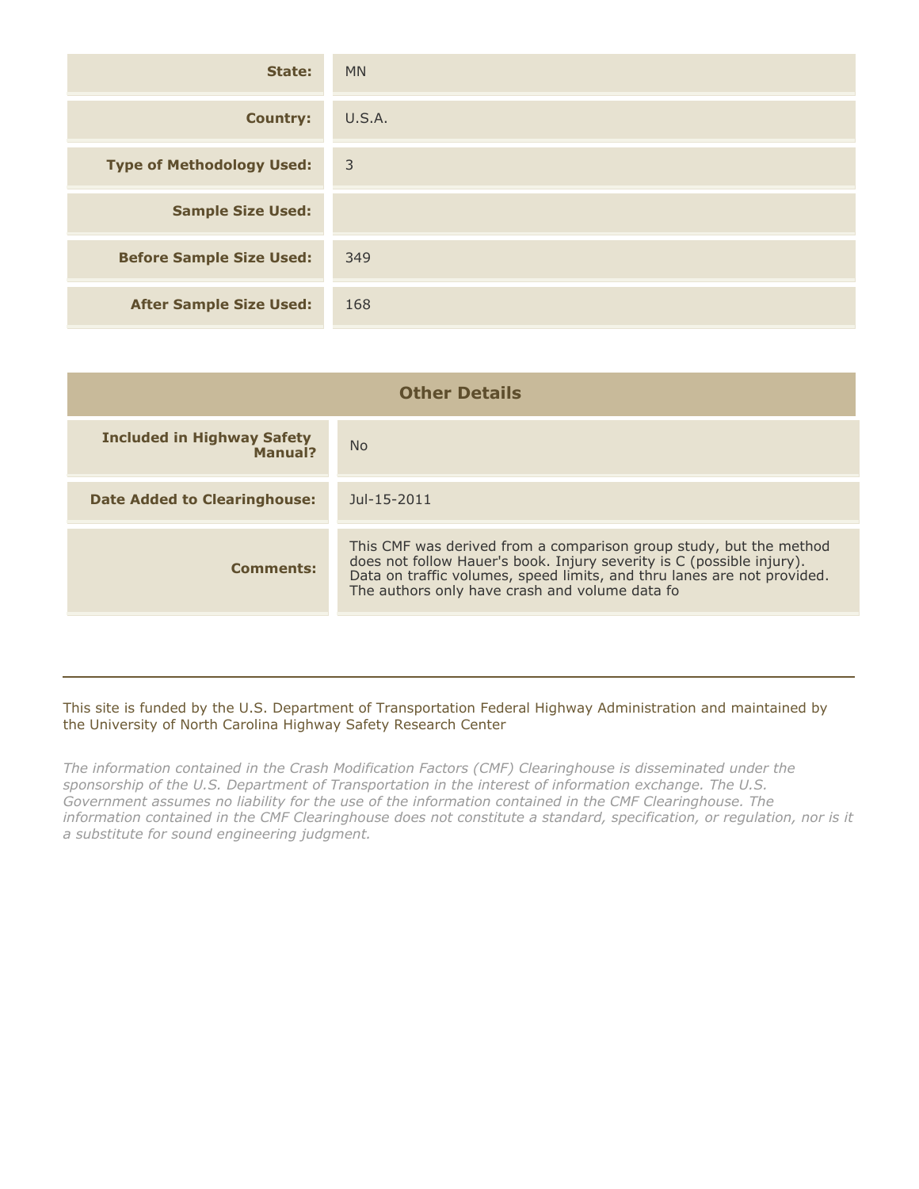| | |
|---|---|
| **State:** | MN |
| **Country:** | U.S.A. |
| **Type of Methodology Used:** | 3 |
| **Sample Size Used:** | |
| **Before Sample Size Used:** | 349 |
| **After Sample Size Used:** | 168 |

## Other Details

| | |
|---|---|
| **Included in Highway Safety Manual?** | No |
| **Date Added to Clearinghouse:** | Jul-15-2011 |
| **Comments:** | This CMF was derived from a comparison group study, but the method does not follow Hauer's book. Injury severity is C (possible injury). Data on traffic volumes, speed limits, and thru lanes are not provided. The authors only have crash and volume data fo |

---

This site is funded by the U.S. Department of Transportation Federal Highway Administration and maintained by the University of North Carolina Highway Safety Research Center

*The information contained in the Crash Modification Factors (CMF) Clearinghouse is disseminated under the sponsorship of the U.S. Department of Transportation in the interest of information exchange. The U.S. Government assumes no liability for the use of the information contained in the CMF Clearinghouse. The information contained in the CMF Clearinghouse does not constitute a standard, specification, or regulation, nor is it a substitute for sound engineering judgment.*